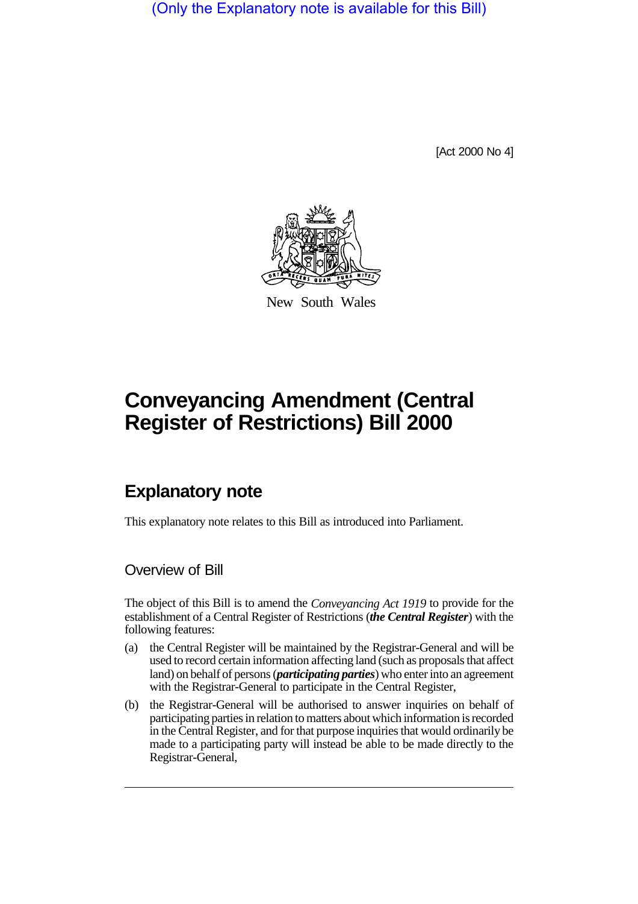(Only the Explanatory note is available for this Bill)

[Act 2000 No 4]

New South Wales

# Conveyancing Amendment (Central Register of Restrictions) Bill 2000

## Explanatory note

This explanatory note relates to this Bill as introduced into Parliament.

### Overview of Bill

The object of this Bill is to amend the *Conveyancing Act 1919* to provide for the establishment of a Central Register of Restrictions (***the Central Register***) with the following features:

(a) the Central Register will be maintained by the Registrar-General and will be used to record certain information affecting land (such as proposals that affect land) on behalf of persons (***participating parties***) who enter into an agreement with the Registrar-General to participate in the Central Register,

(b) the Registrar-General will be authorised to answer inquiries on behalf of participating parties in relation to matters about which information is recorded in the Central Register, and for that purpose inquiries that would ordinarily be made to a participating party will instead be able to be made directly to the Registrar-General,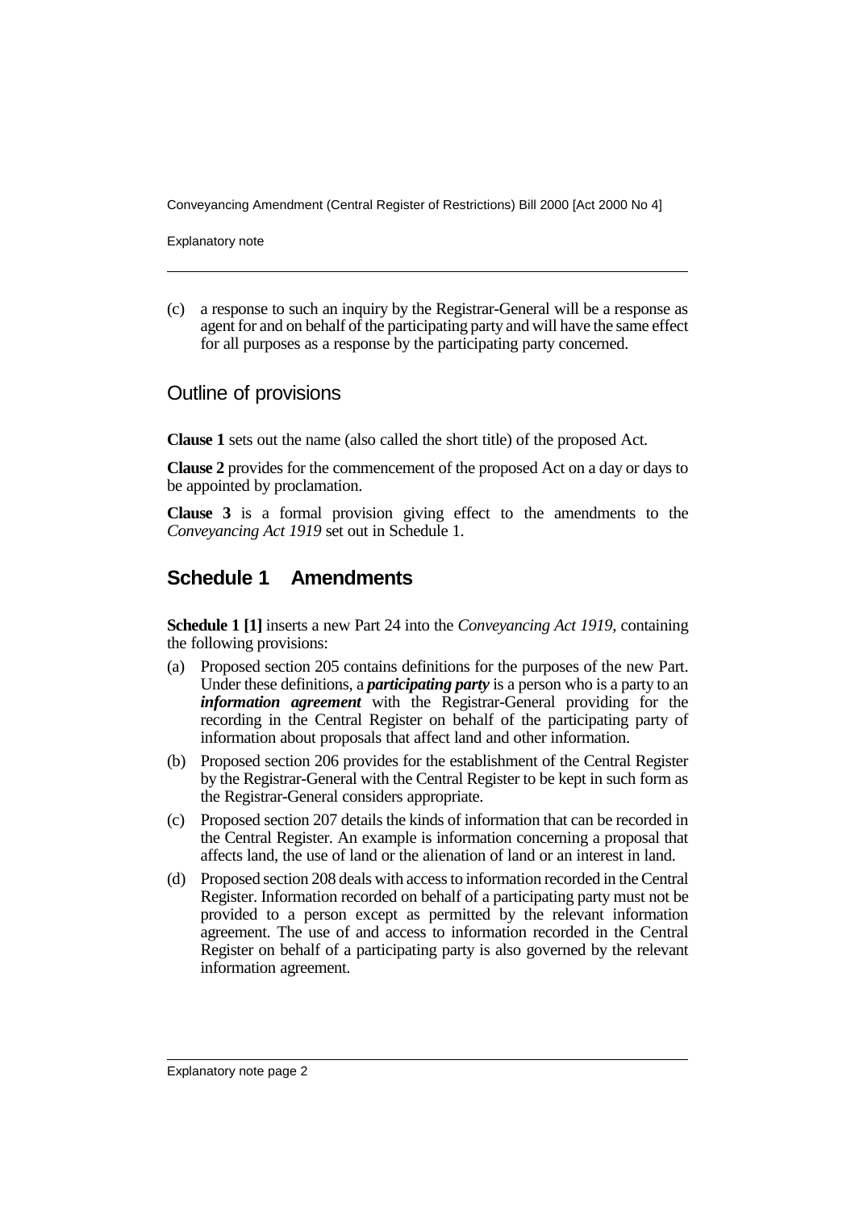(c) a response to such an inquiry by the Registrar-General will be a response as agent for and on behalf of the participating party and will have the same effect for all purposes as a response by the participating party concerned.

## Outline of provisions

**Clause 1** sets out the name (also called the short title) of the proposed Act.

**Clause 2** provides for the commencement of the proposed Act on a day or days to be appointed by proclamation.

**Clause 3** is a formal provision giving effect to the amendments to the *Conveyancing Act 1919* set out in Schedule 1.

## Schedule 1 Amendments

**Schedule 1 [1]** inserts a new Part 24 into the *Conveyancing Act 1919*, containing the following provisions:

(a) Proposed section 205 contains definitions for the purposes of the new Part. Under these definitions, a ***participating party*** is a person who is a party to an ***information agreement*** with the Registrar-General providing for the recording in the Central Register on behalf of the participating party of information about proposals that affect land and other information.

(b) Proposed section 206 provides for the establishment of the Central Register by the Registrar-General with the Central Register to be kept in such form as the Registrar-General considers appropriate.

(c) Proposed section 207 details the kinds of information that can be recorded in the Central Register. An example is information concerning a proposal that affects land, the use of land or the alienation of land or an interest in land.

(d) Proposed section 208 deals with access to information recorded in the Central Register. Information recorded on behalf of a participating party must not be provided to a person except as permitted by the relevant information agreement. The use of and access to information recorded in the Central Register on behalf of a participating party is also governed by the relevant information agreement.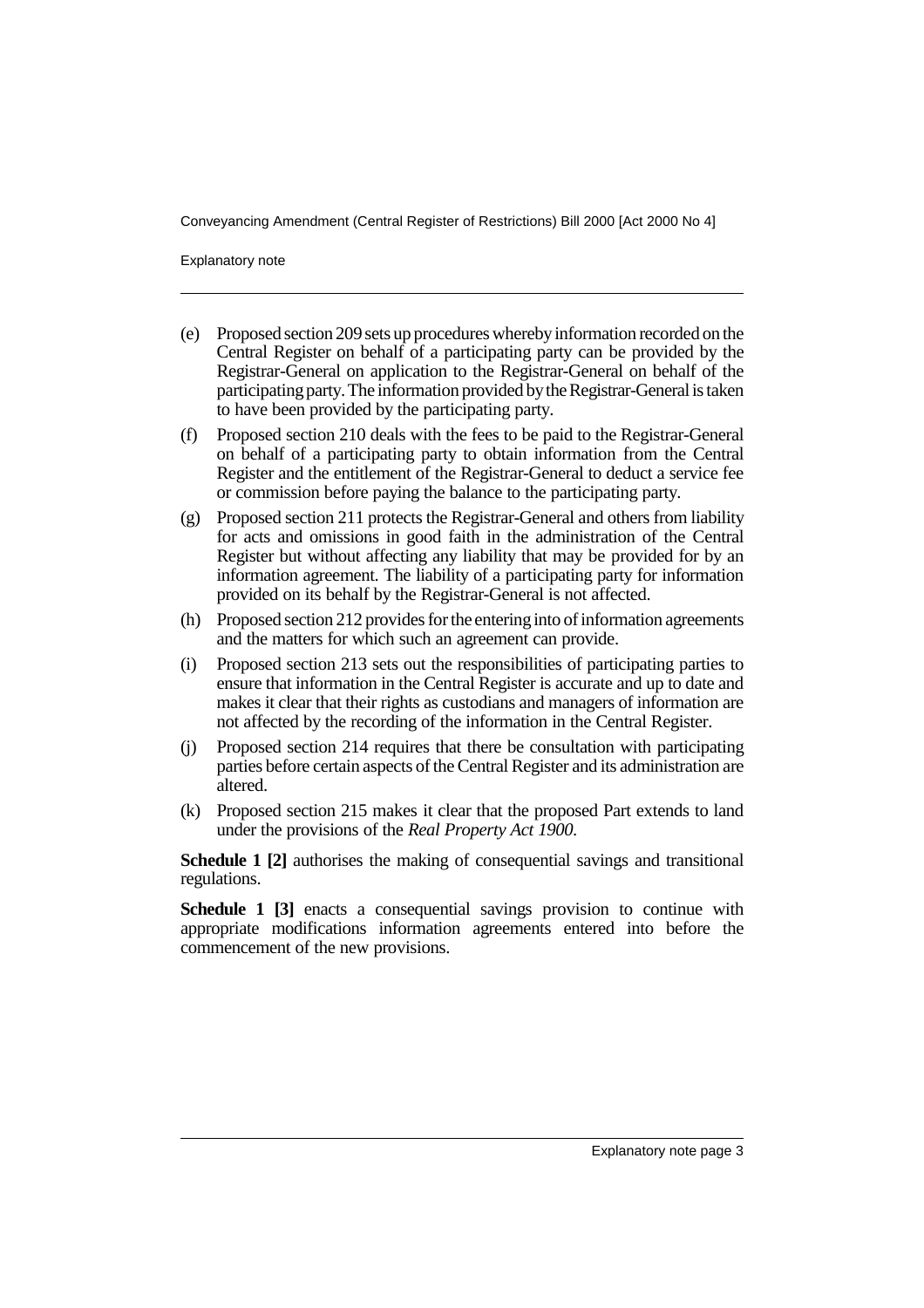(e) Proposed section 209 sets up procedures whereby information recorded on the Central Register on behalf of a participating party can be provided by the Registrar-General on application to the Registrar-General on behalf of the participating party. The information provided by the Registrar-General is taken to have been provided by the participating party.

(f) Proposed section 210 deals with the fees to be paid to the Registrar-General on behalf of a participating party to obtain information from the Central Register and the entitlement of the Registrar-General to deduct a service fee or commission before paying the balance to the participating party.

(g) Proposed section 211 protects the Registrar-General and others from liability for acts and omissions in good faith in the administration of the Central Register but without affecting any liability that may be provided for by an information agreement. The liability of a participating party for information provided on its behalf by the Registrar-General is not affected.

(h) Proposed section 212 provides for the entering into of information agreements and the matters for which such an agreement can provide.

(i) Proposed section 213 sets out the responsibilities of participating parties to ensure that information in the Central Register is accurate and up to date and makes it clear that their rights as custodians and managers of information are not affected by the recording of the information in the Central Register.

(j) Proposed section 214 requires that there be consultation with participating parties before certain aspects of the Central Register and its administration are altered.

(k) Proposed section 215 makes it clear that the proposed Part extends to land under the provisions of the *Real Property Act 1900*.

**Schedule 1 [2]** authorises the making of consequential savings and transitional regulations.

**Schedule 1 [3]** enacts a consequential savings provision to continue with appropriate modifications information agreements entered into before the commencement of the new provisions.